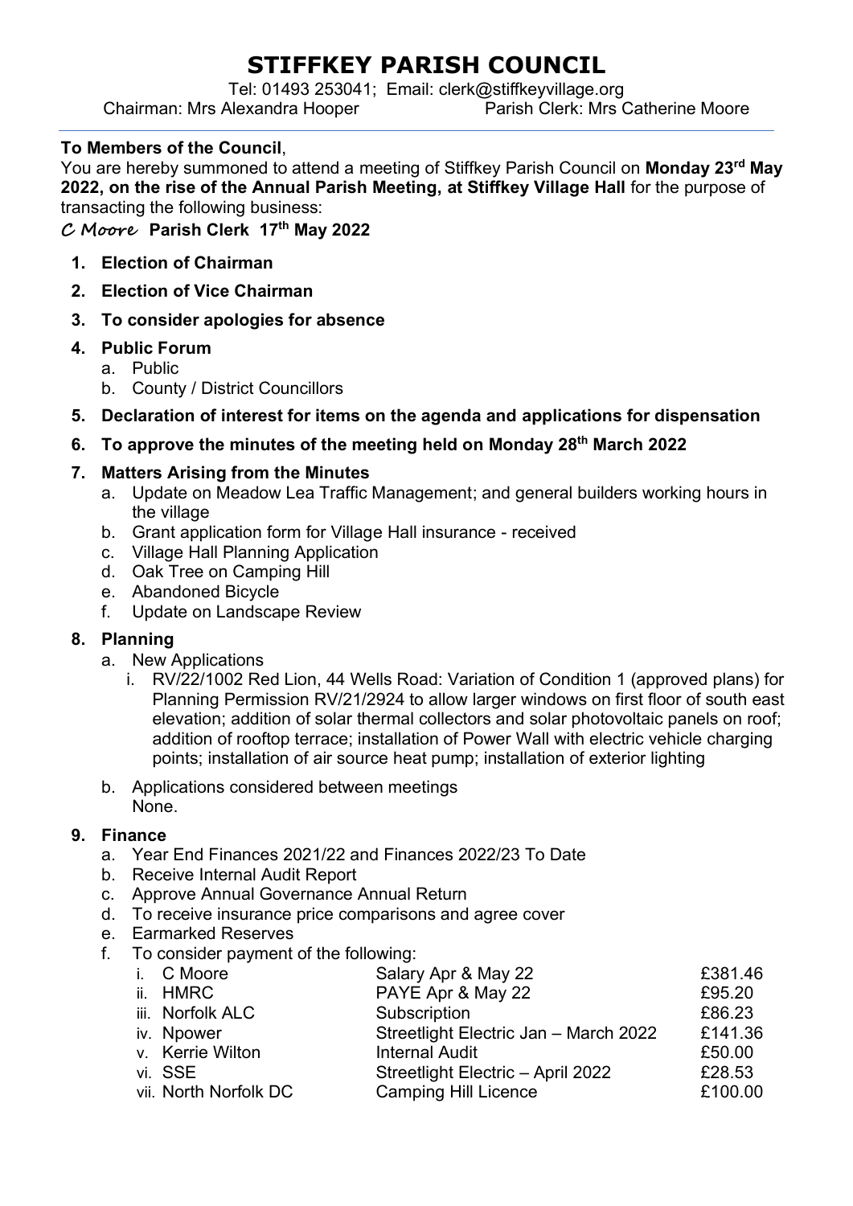# STIFFKEY PARISH COUNCIL

Tel: 01493 253041; Email: clerk@stiffkeyvillage.org

Chairman: Mrs Alexandra Hooper Parish Clerk: Mrs Catherine Moore

**To Members of the Council**,

You are hereby summoned to attend a meeting of Stiffkey Parish Council on **Monday 23rd May 2022, on the rise of the Annual Parish Meeting, at Stiffkey Village Hall** for the purpose of transacting the following business:

*C Moore* **Parish Clerk 17th May 2022**

1. **Election of Chairman**
2. **Election of Vice Chairman**
3. **To consider apologies for absence**
4. **Public Forum**
   a. Public
   b. County / District Councillors
5. **Declaration of interest for items on the agenda and applications for dispensation**
6. **To approve the minutes of the meeting held on Monday 28th March 2022**
7. **Matters Arising from the Minutes**
   a. Update on Meadow Lea Traffic Management; and general builders working hours in the village
   b. Grant application form for Village Hall insurance - received
   c. Village Hall Planning Application
   d. Oak Tree on Camping Hill
   e. Abandoned Bicycle
   f. Update on Landscape Review
8. **Planning**
   a. New Applications
      i. RV/22/1002 Red Lion, 44 Wells Road: Variation of Condition 1 (approved plans) for Planning Permission RV/21/2924 to allow larger windows on first floor of south east elevation; addition of solar thermal collectors and solar photovoltaic panels on roof; addition of rooftop terrace; installation of Power Wall with electric vehicle charging points; installation of air source heat pump; installation of exterior lighting
   b. Applications considered between meetings
      None.
9. **Finance**
   a. Year End Finances 2021/22 and Finances 2022/23 To Date
   b. Receive Internal Audit Report
   c. Approve Annual Governance Annual Return
   d. To receive insurance price comparisons and agree cover
   e. Earmarked Reserves
   f. To consider payment of the following:

| | | |
|---|---|---|
| i. C Moore | Salary Apr & May 22 | £381.46 |
| ii. HMRC | PAYE Apr & May 22 | £95.20 |
| iii. Norfolk ALC | Subscription | £86.23 |
| iv. Npower | Streetlight Electric Jan – March 2022 | £141.36 |
| v. Kerrie Wilton | Internal Audit | £50.00 |
| vi. SSE | Streetlight Electric – April 2022 | £28.53 |
| vii. North Norfolk DC | Camping Hill Licence | £100.00 |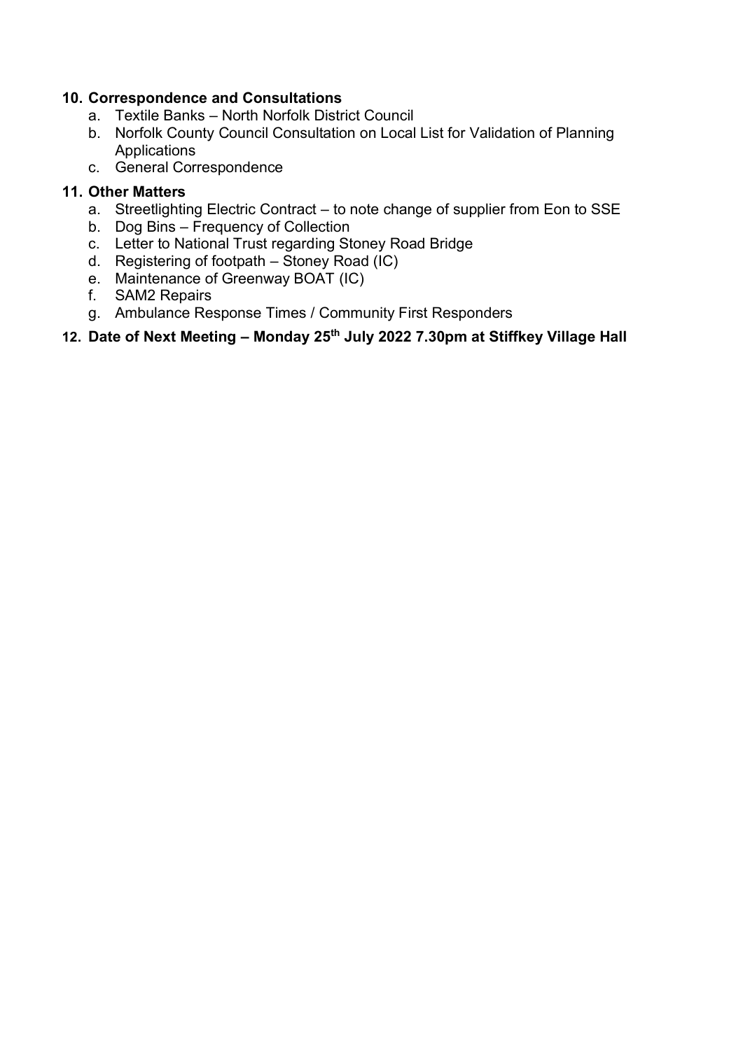**10. Correspondence and Consultations**

a. Textile Banks – North Norfolk District Council
b. Norfolk County Council Consultation on Local List for Validation of Planning Applications
c. General Correspondence

**11. Other Matters**

a. Streetlighting Electric Contract – to note change of supplier from Eon to SSE
b. Dog Bins – Frequency of Collection
c. Letter to National Trust regarding Stoney Road Bridge
d. Registering of footpath – Stoney Road (IC)
e. Maintenance of Greenway BOAT (IC)
f. SAM2 Repairs
g. Ambulance Response Times / Community First Responders

**12. Date of Next Meeting – Monday 25th July 2022 7.30pm at Stiffkey Village Hall**